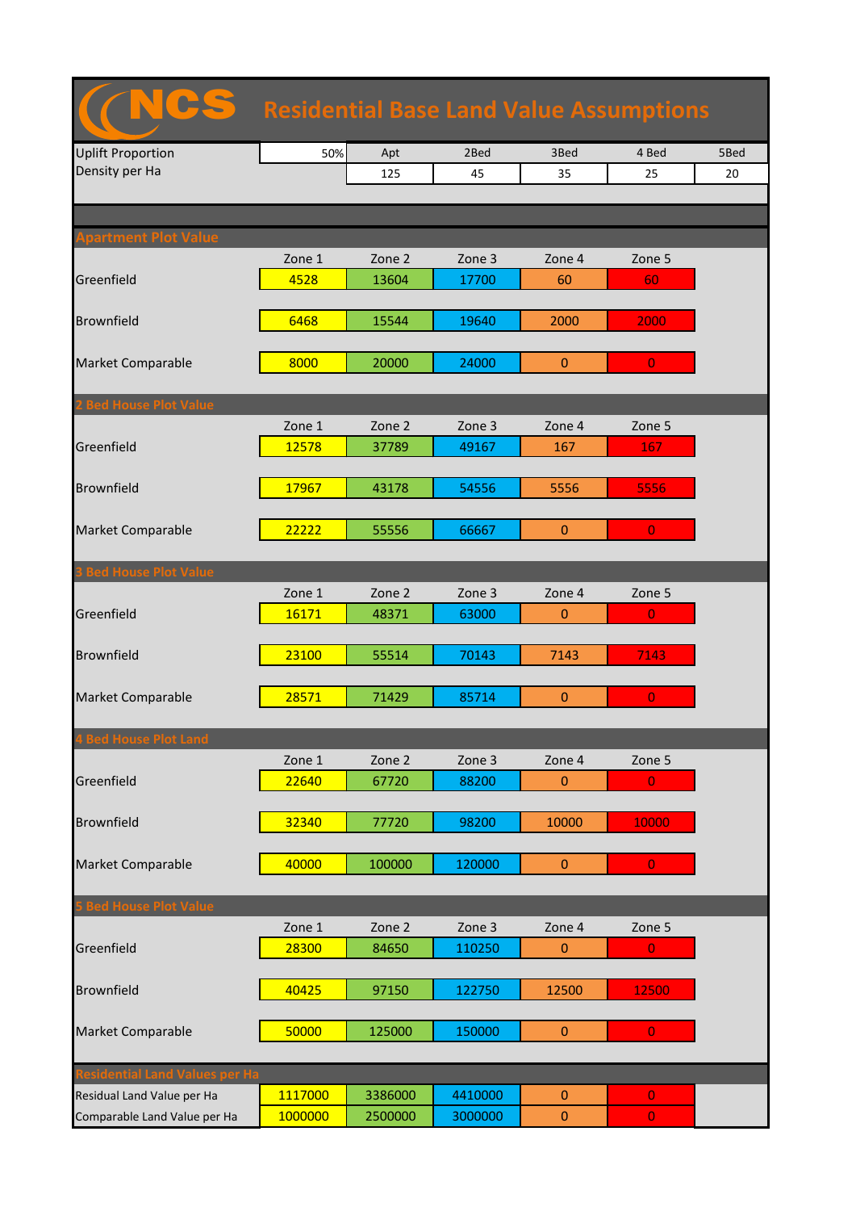# NCS Residential Base Land Value Assumptions

| Uplift Proportion | 50% | Apt | 2Bed | 3Bed | 4 Bed | 5Bed |
|---|---|---|---|---|---|---|
| Density per Ha | | 125 | 45 | 35 | 25 | 20 |

## Apartment Plot Value

| | Zone 1 | Zone 2 | Zone 3 | Zone 4 | Zone 5 |
|---|---|---|---|---|---|
| Greenfield | 4528 | 13604 | 17700 | 60 | 60 |
| Brownfield | 6468 | 15544 | 19640 | 2000 | 2000 |
| Market Comparable | 8000 | 20000 | 24000 | 0 | 0 |

## 2 Bed House Plot Value

| | Zone 1 | Zone 2 | Zone 3 | Zone 4 | Zone 5 |
|---|---|---|---|---|---|
| Greenfield | 12578 | 37789 | 49167 | 167 | 167 |
| Brownfield | 17967 | 43178 | 54556 | 5556 | 5556 |
| Market Comparable | 22222 | 55556 | 66667 | 0 | 0 |

## 3 Bed House Plot Value

| | Zone 1 | Zone 2 | Zone 3 | Zone 4 | Zone 5 |
|---|---|---|---|---|---|
| Greenfield | 16171 | 48371 | 63000 | 0 | 0 |
| Brownfield | 23100 | 55514 | 70143 | 7143 | 7143 |
| Market Comparable | 28571 | 71429 | 85714 | 0 | 0 |

## 4 Bed House Plot Land

| | Zone 1 | Zone 2 | Zone 3 | Zone 4 | Zone 5 |
|---|---|---|---|---|---|
| Greenfield | 22640 | 67720 | 88200 | 0 | 0 |
| Brownfield | 32340 | 77720 | 98200 | 10000 | 10000 |
| Market Comparable | 40000 | 100000 | 120000 | 0 | 0 |

## 5 Bed House Plot Value

| | Zone 1 | Zone 2 | Zone 3 | Zone 4 | Zone 5 |
|---|---|---|---|---|---|
| Greenfield | 28300 | 84650 | 110250 | 0 | 0 |
| Brownfield | 40425 | 97150 | 122750 | 12500 | 12500 |
| Market Comparable | 50000 | 125000 | 150000 | 0 | 0 |

## Residential Land Values per Ha

| | Zone 1 | Zone 2 | Zone 3 | Zone 4 | Zone 5 |
|---|---|---|---|---|---|
| Residual Land Value per Ha | 1117000 | 3386000 | 4410000 | 0 | 0 |
| Comparable Land Value per Ha | 1000000 | 2500000 | 3000000 | 0 | 0 |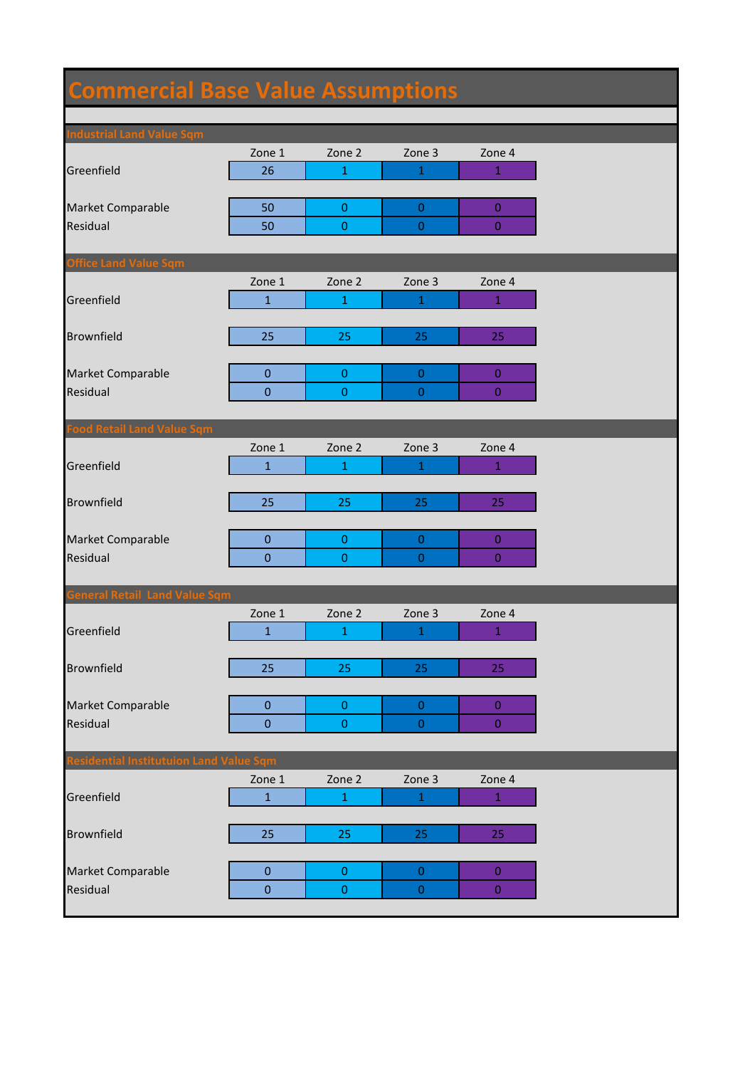# Commercial Base Value Assumptions

## Industrial Land Value Sqm

| | Zone 1 | Zone 2 | Zone 3 | Zone 4 |
|---|---|---|---|---|
| Greenfield | 26 | 1 | 1 | 1 |
| Market Comparable | 50 | 0 | 0 | 0 |
| Residual | 50 | 0 | 0 | 0 |

## Office Land Value Sqm

| | Zone 1 | Zone 2 | Zone 3 | Zone 4 |
|---|---|---|---|---|
| Greenfield | 1 | 1 | 1 | 1 |
| Brownfield | 25 | 25 | 25 | 25 |
| Market Comparable | 0 | 0 | 0 | 0 |
| Residual | 0 | 0 | 0 | 0 |

## Food Retail Land Value Sqm

| | Zone 1 | Zone 2 | Zone 3 | Zone 4 |
|---|---|---|---|---|
| Greenfield | 1 | 1 | 1 | 1 |
| Brownfield | 25 | 25 | 25 | 25 |
| Market Comparable | 0 | 0 | 0 | 0 |
| Residual | 0 | 0 | 0 | 0 |

## General Retail Land Value Sqm

| | Zone 1 | Zone 2 | Zone 3 | Zone 4 |
|---|---|---|---|---|
| Greenfield | 1 | 1 | 1 | 1 |
| Brownfield | 25 | 25 | 25 | 25 |
| Market Comparable | 0 | 0 | 0 | 0 |
| Residual | 0 | 0 | 0 | 0 |

## Residential Institutuion Land Value Sqm

| | Zone 1 | Zone 2 | Zone 3 | Zone 4 |
|---|---|---|---|---|
| Greenfield | 1 | 1 | 1 | 1 |
| Brownfield | 25 | 25 | 25 | 25 |
| Market Comparable | 0 | 0 | 0 | 0 |
| Residual | 0 | 0 | 0 | 0 |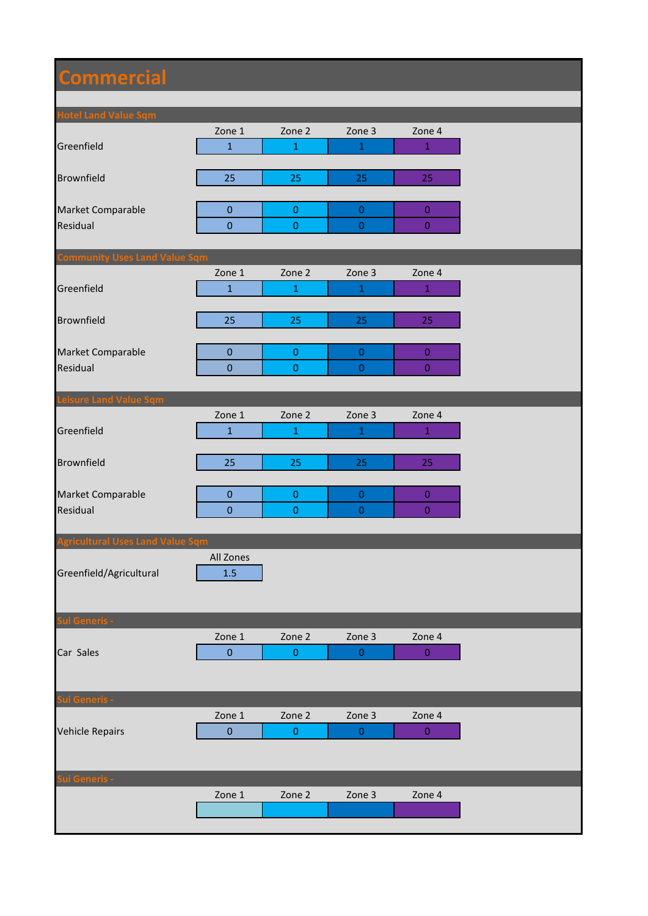# Commercial

## Hotel Land Value Sqm

| | Zone 1 | Zone 2 | Zone 3 | Zone 4 |
|---|---|---|---|---|
| Greenfield | 1 | 1 | 1 | 1 |
| Brownfield | 25 | 25 | 25 | 25 |
| Market Comparable | 0 | 0 | 0 | 0 |
| Residual | 0 | 0 | 0 | 0 |

## Community Uses Land Value Sqm

| | Zone 1 | Zone 2 | Zone 3 | Zone 4 |
|---|---|---|---|---|
| Greenfield | 1 | 1 | 1 | 1 |
| Brownfield | 25 | 25 | 25 | 25 |
| Market Comparable | 0 | 0 | 0 | 0 |
| Residual | 0 | 0 | 0 | 0 |

## Leisure Land Value Sqm

| | Zone 1 | Zone 2 | Zone 3 | Zone 4 |
|---|---|---|---|---|
| Greenfield | 1 | 1 | 1 | 1 |
| Brownfield | 25 | 25 | 25 | 25 |
| Market Comparable | 0 | 0 | 0 | 0 |
| Residual | 0 | 0 | 0 | 0 |

## Agricultural Uses Land Value Sqm

| | All Zones |
|---|---|
| Greenfield/Agricultural | 1.5 |

## Sui Generis -

| | Zone 1 | Zone 2 | Zone 3 | Zone 4 |
|---|---|---|---|---|
| Car Sales | 0 | 0 | 0 | 0 |

## Sui Generis -

| | Zone 1 | Zone 2 | Zone 3 | Zone 4 |
|---|---|---|---|---|
| Vehicle Repairs | 0 | 0 | 0 | 0 |

## Sui Generis -

| | Zone 1 | Zone 2 | Zone 3 | Zone 4 |
|---|---|---|---|---|
| | | | | |